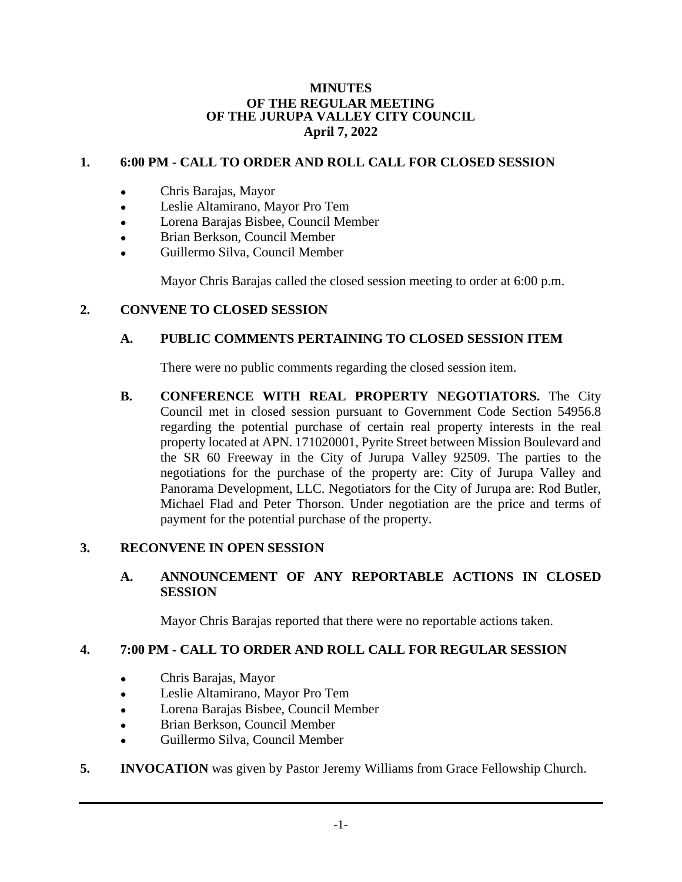# MINUTES
## OF THE REGULAR MEETING
## OF THE JURUPA VALLEY CITY COUNCIL
## April 7, 2022

### 1. 6:00 PM - CALL TO ORDER AND ROLL CALL FOR CLOSED SESSION

- Chris Barajas, Mayor
- Leslie Altamirano, Mayor Pro Tem
- Lorena Barajas Bisbee, Council Member
- Brian Berkson, Council Member
- Guillermo Silva, Council Member

Mayor Chris Barajas called the closed session meeting to order at 6:00 p.m.

### 2. CONVENE TO CLOSED SESSION

#### A. PUBLIC COMMENTS PERTAINING TO CLOSED SESSION ITEM

There were no public comments regarding the closed session item.

#### B. **CONFERENCE WITH REAL PROPERTY NEGOTIATORS.** The City Council met in closed session pursuant to Government Code Section 54956.8 regarding the potential purchase of certain real property interests in the real property located at APN. 171020001, Pyrite Street between Mission Boulevard and the SR 60 Freeway in the City of Jurupa Valley 92509. The parties to the negotiations for the purchase of the property are: City of Jurupa Valley and Panorama Development, LLC. Negotiators for the City of Jurupa are: Rod Butler, Michael Flad and Peter Thorson. Under negotiation are the price and terms of payment for the potential purchase of the property.

### 3. RECONVENE IN OPEN SESSION

#### A. ANNOUNCEMENT OF ANY REPORTABLE ACTIONS IN CLOSED SESSION

Mayor Chris Barajas reported that there were no reportable actions taken.

### 4. 7:00 PM - CALL TO ORDER AND ROLL CALL FOR REGULAR SESSION

- Chris Barajas, Mayor
- Leslie Altamirano, Mayor Pro Tem
- Lorena Barajas Bisbee, Council Member
- Brian Berkson, Council Member
- Guillermo Silva, Council Member

### 5. **INVOCATION** was given by Pastor Jeremy Williams from Grace Fellowship Church.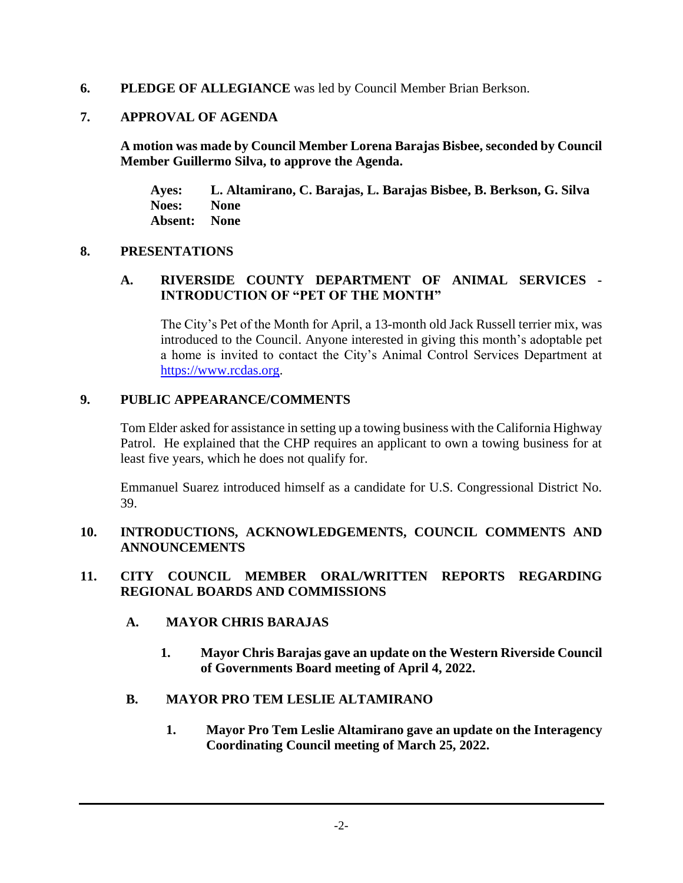**6. PLEDGE OF ALLEGIANCE** was led by Council Member Brian Berkson.

**7. APPROVAL OF AGENDA**

**A motion was made by Council Member Lorena Barajas Bisbee, seconded by Council Member Guillermo Silva, to approve the Agenda.**

**Ayes:** **L. Altamirano, C. Barajas, L. Barajas Bisbee, B. Berkson, G. Silva**
**Noes:** **None**
**Absent:** **None**

**8. PRESENTATIONS**

**A. RIVERSIDE COUNTY DEPARTMENT OF ANIMAL SERVICES - INTRODUCTION OF "PET OF THE MONTH"**

The City's Pet of the Month for April, a 13-month old Jack Russell terrier mix, was introduced to the Council. Anyone interested in giving this month's adoptable pet a home is invited to contact the City's Animal Control Services Department at https://www.rcdas.org.

**9. PUBLIC APPEARANCE/COMMENTS**

Tom Elder asked for assistance in setting up a towing business with the California Highway Patrol. He explained that the CHP requires an applicant to own a towing business for at least five years, which he does not qualify for.

Emmanuel Suarez introduced himself as a candidate for U.S. Congressional District No. 39.

**10. INTRODUCTIONS, ACKNOWLEDGEMENTS, COUNCIL COMMENTS AND ANNOUNCEMENTS**

**11. CITY COUNCIL MEMBER ORAL/WRITTEN REPORTS REGARDING REGIONAL BOARDS AND COMMISSIONS**

**A. MAYOR CHRIS BARAJAS**

**1. Mayor Chris Barajas gave an update on the Western Riverside Council of Governments Board meeting of April 4, 2022.**

**B. MAYOR PRO TEM LESLIE ALTAMIRANO**

**1. Mayor Pro Tem Leslie Altamirano gave an update on the Interagency Coordinating Council meeting of March 25, 2022.**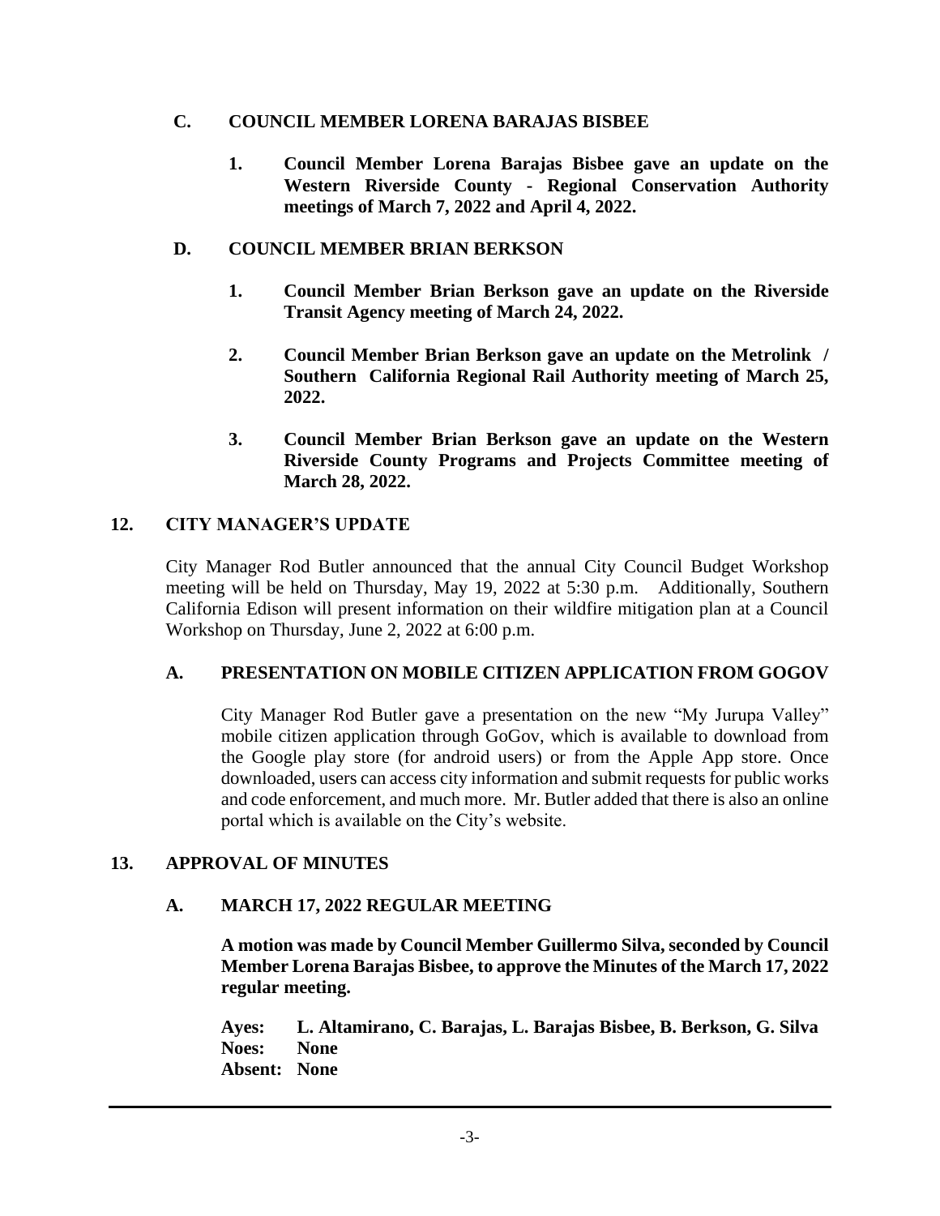## C. COUNCIL MEMBER LORENA BARAJAS BISBEE

**1. Council Member Lorena Barajas Bisbee gave an update on the Western Riverside County - Regional Conservation Authority meetings of March 7, 2022 and April 4, 2022.**

## D. COUNCIL MEMBER BRIAN BERKSON

**1. Council Member Brian Berkson gave an update on the Riverside Transit Agency meeting of March 24, 2022.**

**2. Council Member Brian Berkson gave an update on the Metrolink / Southern California Regional Rail Authority meeting of March 25, 2022.**

**3. Council Member Brian Berkson gave an update on the Western Riverside County Programs and Projects Committee meeting of March 28, 2022.**

# 12. CITY MANAGER'S UPDATE

City Manager Rod Butler announced that the annual City Council Budget Workshop meeting will be held on Thursday, May 19, 2022 at 5:30 p.m. Additionally, Southern California Edison will present information on their wildfire mitigation plan at a Council Workshop on Thursday, June 2, 2022 at 6:00 p.m.

## A. PRESENTATION ON MOBILE CITIZEN APPLICATION FROM GOGOV

City Manager Rod Butler gave a presentation on the new "My Jurupa Valley" mobile citizen application through GoGov, which is available to download from the Google play store (for android users) or from the Apple App store. Once downloaded, users can access city information and submit requests for public works and code enforcement, and much more. Mr. Butler added that there is also an online portal which is available on the City's website.

# 13. APPROVAL OF MINUTES

## A. MARCH 17, 2022 REGULAR MEETING

**A motion was made by Council Member Guillermo Silva, seconded by Council Member Lorena Barajas Bisbee, to approve the Minutes of the March 17, 2022 regular meeting.**

**Ayes: L. Altamirano, C. Barajas, L. Barajas Bisbee, B. Berkson, G. Silva**
**Noes: None**
**Absent: None**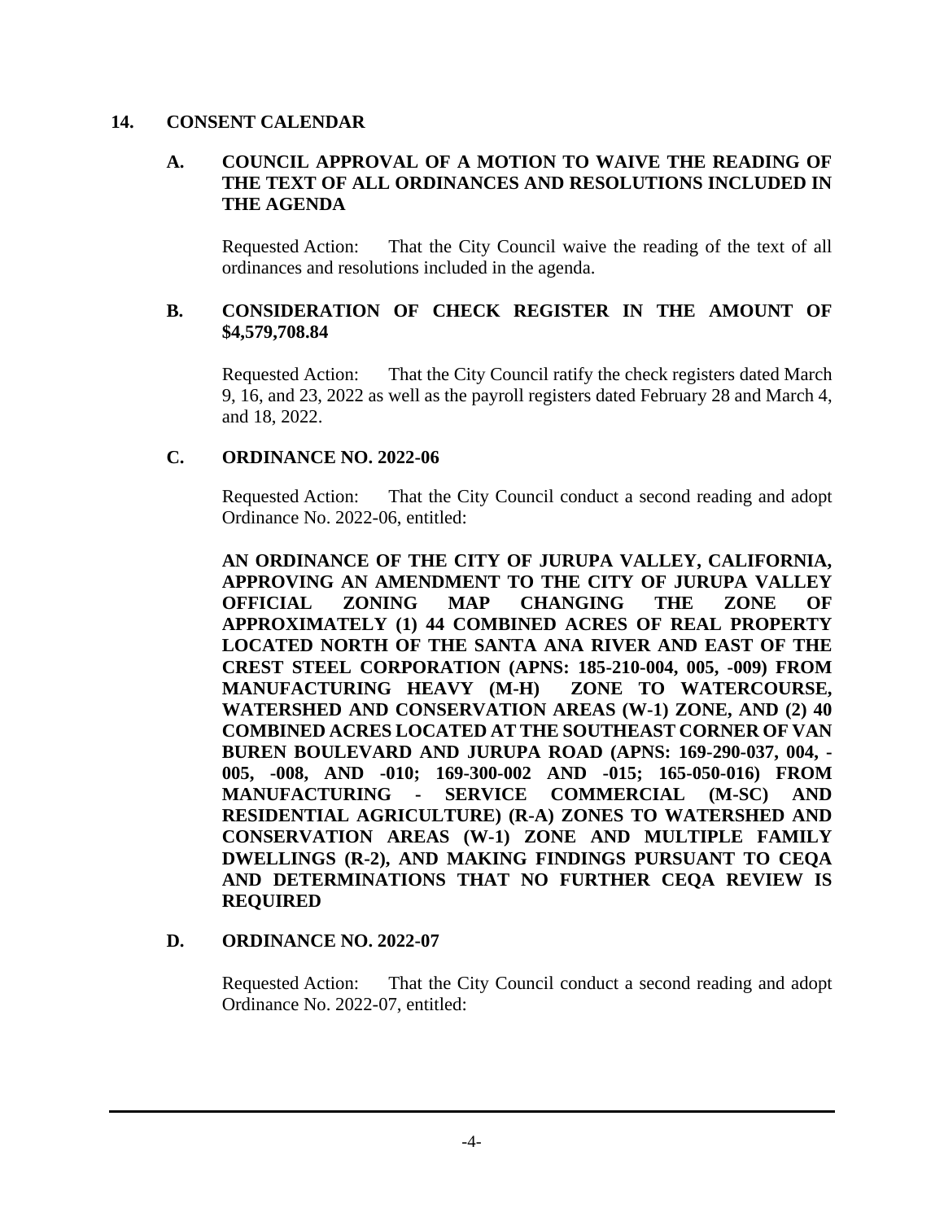## 14. CONSENT CALENDAR

### A. COUNCIL APPROVAL OF A MOTION TO WAIVE THE READING OF THE TEXT OF ALL ORDINANCES AND RESOLUTIONS INCLUDED IN THE AGENDA

Requested Action: That the City Council waive the reading of the text of all ordinances and resolutions included in the agenda.

### B. CONSIDERATION OF CHECK REGISTER IN THE AMOUNT OF $4,579,708.84

Requested Action: That the City Council ratify the check registers dated March 9, 16, and 23, 2022 as well as the payroll registers dated February 28 and March 4, and 18, 2022.

### C. ORDINANCE NO. 2022-06

Requested Action: That the City Council conduct a second reading and adopt Ordinance No. 2022-06, entitled:

**AN ORDINANCE OF THE CITY OF JURUPA VALLEY, CALIFORNIA, APPROVING AN AMENDMENT TO THE CITY OF JURUPA VALLEY OFFICIAL ZONING MAP CHANGING THE ZONE OF APPROXIMATELY (1) 44 COMBINED ACRES OF REAL PROPERTY LOCATED NORTH OF THE SANTA ANA RIVER AND EAST OF THE CREST STEEL CORPORATION (APNS: 185-210-004, 005, -009) FROM MANUFACTURING HEAVY (M-H) ZONE TO WATERCOURSE, WATERSHED AND CONSERVATION AREAS (W-1) ZONE, AND (2) 40 COMBINED ACRES LOCATED AT THE SOUTHEAST CORNER OF VAN BUREN BOULEVARD AND JURUPA ROAD (APNS: 169-290-037, 004, -005, -008, AND -010; 169-300-002 AND -015; 165-050-016) FROM MANUFACTURING - SERVICE COMMERCIAL (M-SC) AND RESIDENTIAL AGRICULTURE) (R-A) ZONES TO WATERSHED AND CONSERVATION AREAS (W-1) ZONE AND MULTIPLE FAMILY DWELLINGS (R-2), AND MAKING FINDINGS PURSUANT TO CEQA AND DETERMINATIONS THAT NO FURTHER CEQA REVIEW IS REQUIRED**

### D. ORDINANCE NO. 2022-07

Requested Action: That the City Council conduct a second reading and adopt Ordinance No. 2022-07, entitled: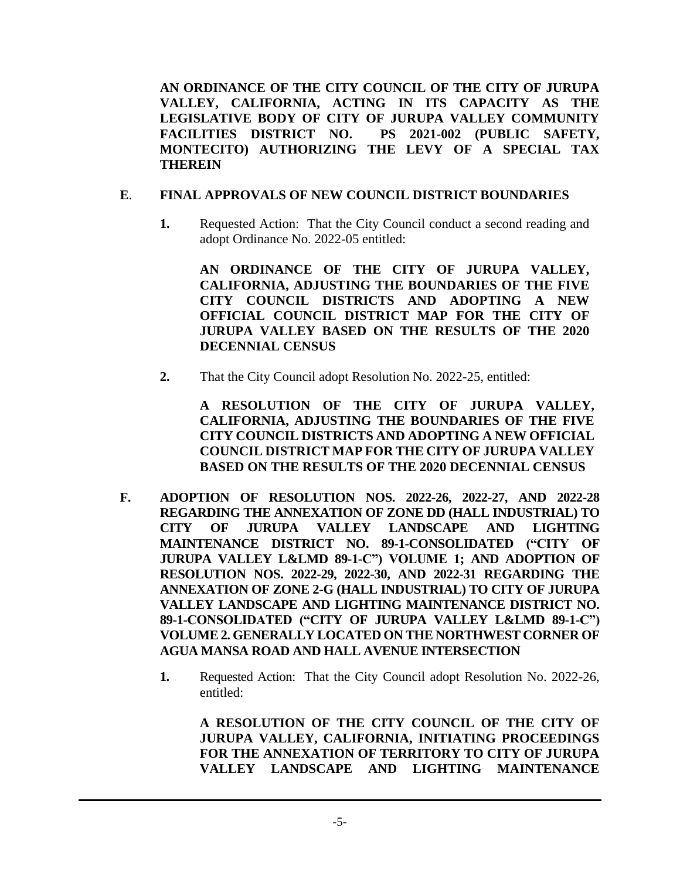**AN ORDINANCE OF THE CITY COUNCIL OF THE CITY OF JURUPA VALLEY, CALIFORNIA, ACTING IN ITS CAPACITY AS THE LEGISLATIVE BODY OF CITY OF JURUPA VALLEY COMMUNITY FACILITIES DISTRICT NO. PS 2021-002 (PUBLIC SAFETY, MONTECITO) AUTHORIZING THE LEVY OF A SPECIAL TAX THEREIN**

**E. FINAL APPROVALS OF NEW COUNCIL DISTRICT BOUNDARIES**

**1.** Requested Action: That the City Council conduct a second reading and adopt Ordinance No. 2022-05 entitled:

**AN ORDINANCE OF THE CITY OF JURUPA VALLEY, CALIFORNIA, ADJUSTING THE BOUNDARIES OF THE FIVE CITY COUNCIL DISTRICTS AND ADOPTING A NEW OFFICIAL COUNCIL DISTRICT MAP FOR THE CITY OF JURUPA VALLEY BASED ON THE RESULTS OF THE 2020 DECENNIAL CENSUS**

**2.** That the City Council adopt Resolution No. 2022-25, entitled:

**A RESOLUTION OF THE CITY OF JURUPA VALLEY, CALIFORNIA, ADJUSTING THE BOUNDARIES OF THE FIVE CITY COUNCIL DISTRICTS AND ADOPTING A NEW OFFICIAL COUNCIL DISTRICT MAP FOR THE CITY OF JURUPA VALLEY BASED ON THE RESULTS OF THE 2020 DECENNIAL CENSUS**

**F. ADOPTION OF RESOLUTION NOS. 2022-26, 2022-27, AND 2022-28 REGARDING THE ANNEXATION OF ZONE DD (HALL INDUSTRIAL) TO CITY OF JURUPA VALLEY LANDSCAPE AND LIGHTING MAINTENANCE DISTRICT NO. 89-1-CONSOLIDATED ("CITY OF JURUPA VALLEY L&LMD 89-1-C") VOLUME 1; AND ADOPTION OF RESOLUTION NOS. 2022-29, 2022-30, AND 2022-31 REGARDING THE ANNEXATION OF ZONE 2-G (HALL INDUSTRIAL) TO CITY OF JURUPA VALLEY LANDSCAPE AND LIGHTING MAINTENANCE DISTRICT NO. 89-1-CONSOLIDATED ("CITY OF JURUPA VALLEY L&LMD 89-1-C") VOLUME 2. GENERALLY LOCATED ON THE NORTHWEST CORNER OF AGUA MANSA ROAD AND HALL AVENUE INTERSECTION**

**1.** Requested Action: That the City Council adopt Resolution No. 2022-26, entitled:

**A RESOLUTION OF THE CITY COUNCIL OF THE CITY OF JURUPA VALLEY, CALIFORNIA, INITIATING PROCEEDINGS FOR THE ANNEXATION OF TERRITORY TO CITY OF JURUPA VALLEY LANDSCAPE AND LIGHTING MAINTENANCE**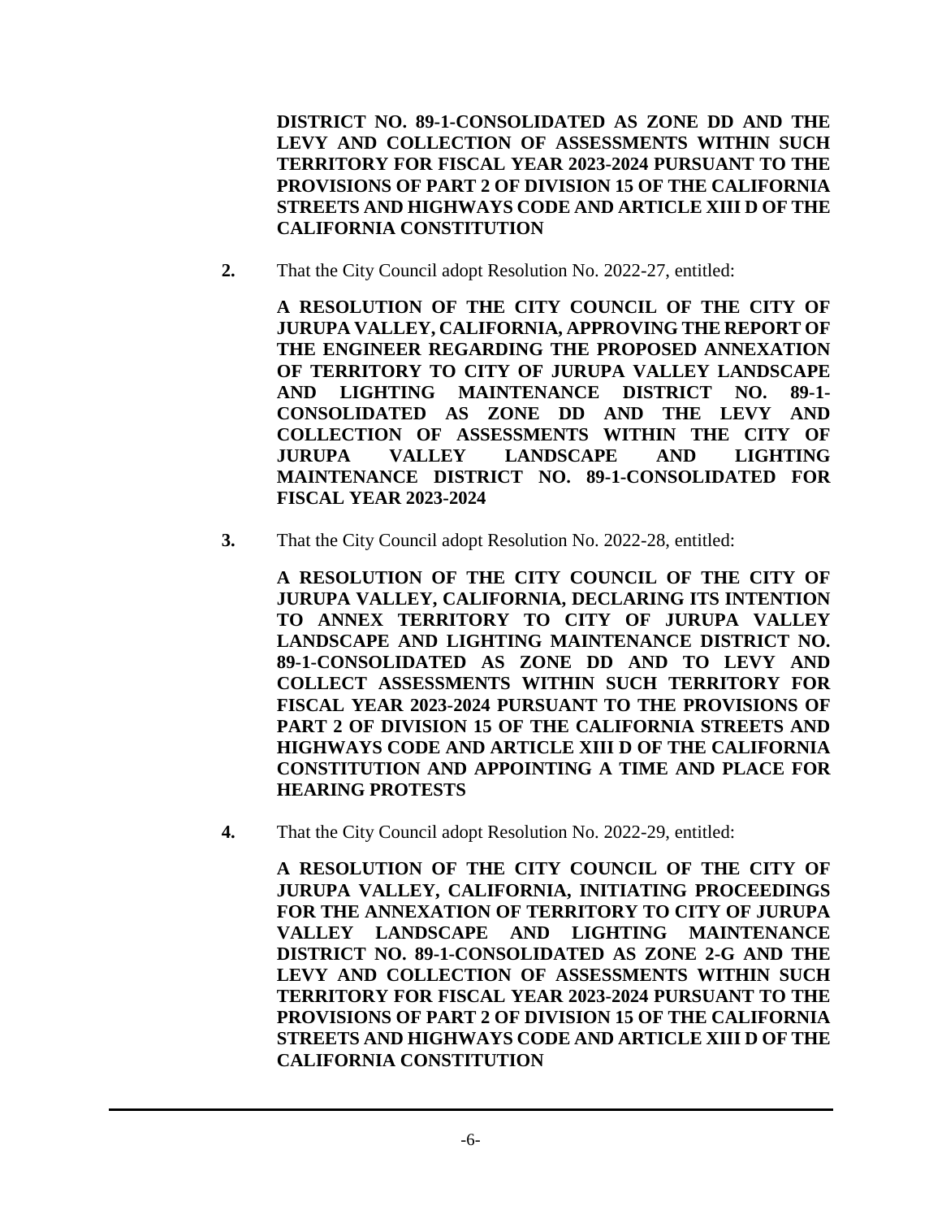**DISTRICT NO. 89-1-CONSOLIDATED AS ZONE DD AND THE LEVY AND COLLECTION OF ASSESSMENTS WITHIN SUCH TERRITORY FOR FISCAL YEAR 2023-2024 PURSUANT TO THE PROVISIONS OF PART 2 OF DIVISION 15 OF THE CALIFORNIA STREETS AND HIGHWAYS CODE AND ARTICLE XIII D OF THE CALIFORNIA CONSTITUTION**

**2.** That the City Council adopt Resolution No. 2022-27, entitled:

**A RESOLUTION OF THE CITY COUNCIL OF THE CITY OF JURUPA VALLEY, CALIFORNIA, APPROVING THE REPORT OF THE ENGINEER REGARDING THE PROPOSED ANNEXATION OF TERRITORY TO CITY OF JURUPA VALLEY LANDSCAPE AND LIGHTING MAINTENANCE DISTRICT NO. 89-1-CONSOLIDATED AS ZONE DD AND THE LEVY AND COLLECTION OF ASSESSMENTS WITHIN THE CITY OF JURUPA VALLEY LANDSCAPE AND LIGHTING MAINTENANCE DISTRICT NO. 89-1-CONSOLIDATED FOR FISCAL YEAR 2023-2024**

**3.** That the City Council adopt Resolution No. 2022-28, entitled:

**A RESOLUTION OF THE CITY COUNCIL OF THE CITY OF JURUPA VALLEY, CALIFORNIA, DECLARING ITS INTENTION TO ANNEX TERRITORY TO CITY OF JURUPA VALLEY LANDSCAPE AND LIGHTING MAINTENANCE DISTRICT NO. 89-1-CONSOLIDATED AS ZONE DD AND TO LEVY AND COLLECT ASSESSMENTS WITHIN SUCH TERRITORY FOR FISCAL YEAR 2023-2024 PURSUANT TO THE PROVISIONS OF PART 2 OF DIVISION 15 OF THE CALIFORNIA STREETS AND HIGHWAYS CODE AND ARTICLE XIII D OF THE CALIFORNIA CONSTITUTION AND APPOINTING A TIME AND PLACE FOR HEARING PROTESTS**

**4.** That the City Council adopt Resolution No. 2022-29, entitled:

**A RESOLUTION OF THE CITY COUNCIL OF THE CITY OF JURUPA VALLEY, CALIFORNIA, INITIATING PROCEEDINGS FOR THE ANNEXATION OF TERRITORY TO CITY OF JURUPA VALLEY LANDSCAPE AND LIGHTING MAINTENANCE DISTRICT NO. 89-1-CONSOLIDATED AS ZONE 2-G AND THE LEVY AND COLLECTION OF ASSESSMENTS WITHIN SUCH TERRITORY FOR FISCAL YEAR 2023-2024 PURSUANT TO THE PROVISIONS OF PART 2 OF DIVISION 15 OF THE CALIFORNIA STREETS AND HIGHWAYS CODE AND ARTICLE XIII D OF THE CALIFORNIA CONSTITUTION**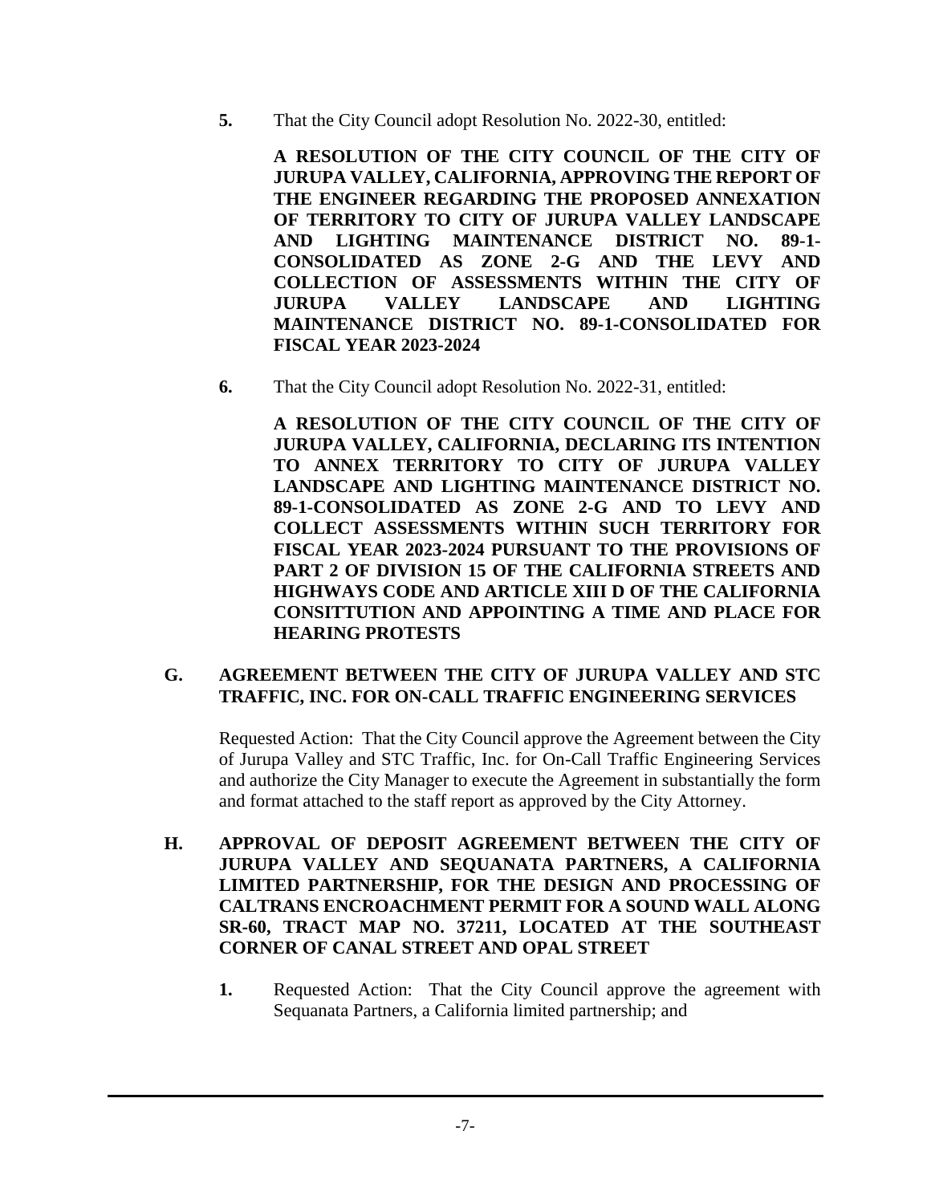**5.** That the City Council adopt Resolution No. 2022-30, entitled:

**A RESOLUTION OF THE CITY COUNCIL OF THE CITY OF JURUPA VALLEY, CALIFORNIA, APPROVING THE REPORT OF THE ENGINEER REGARDING THE PROPOSED ANNEXATION OF TERRITORY TO CITY OF JURUPA VALLEY LANDSCAPE AND LIGHTING MAINTENANCE DISTRICT NO. 89-1-CONSOLIDATED AS ZONE 2-G AND THE LEVY AND COLLECTION OF ASSESSMENTS WITHIN THE CITY OF JURUPA VALLEY LANDSCAPE AND LIGHTING MAINTENANCE DISTRICT NO. 89-1-CONSOLIDATED FOR FISCAL YEAR 2023-2024**

**6.** That the City Council adopt Resolution No. 2022-31, entitled:

**A RESOLUTION OF THE CITY COUNCIL OF THE CITY OF JURUPA VALLEY, CALIFORNIA, DECLARING ITS INTENTION TO ANNEX TERRITORY TO CITY OF JURUPA VALLEY LANDSCAPE AND LIGHTING MAINTENANCE DISTRICT NO. 89-1-CONSOLIDATED AS ZONE 2-G AND TO LEVY AND COLLECT ASSESSMENTS WITHIN SUCH TERRITORY FOR FISCAL YEAR 2023-2024 PURSUANT TO THE PROVISIONS OF PART 2 OF DIVISION 15 OF THE CALIFORNIA STREETS AND HIGHWAYS CODE AND ARTICLE XIII D OF THE CALIFORNIA CONSITTUTION AND APPOINTING A TIME AND PLACE FOR HEARING PROTESTS**

## G. AGREEMENT BETWEEN THE CITY OF JURUPA VALLEY AND STC TRAFFIC, INC. FOR ON-CALL TRAFFIC ENGINEERING SERVICES

Requested Action: That the City Council approve the Agreement between the City of Jurupa Valley and STC Traffic, Inc. for On-Call Traffic Engineering Services and authorize the City Manager to execute the Agreement in substantially the form and format attached to the staff report as approved by the City Attorney.

## H. APPROVAL OF DEPOSIT AGREEMENT BETWEEN THE CITY OF JURUPA VALLEY AND SEQUANATA PARTNERS, A CALIFORNIA LIMITED PARTNERSHIP, FOR THE DESIGN AND PROCESSING OF CALTRANS ENCROACHMENT PERMIT FOR A SOUND WALL ALONG SR-60, TRACT MAP NO. 37211, LOCATED AT THE SOUTHEAST CORNER OF CANAL STREET AND OPAL STREET

**1.** Requested Action: That the City Council approve the agreement with Sequanata Partners, a California limited partnership; and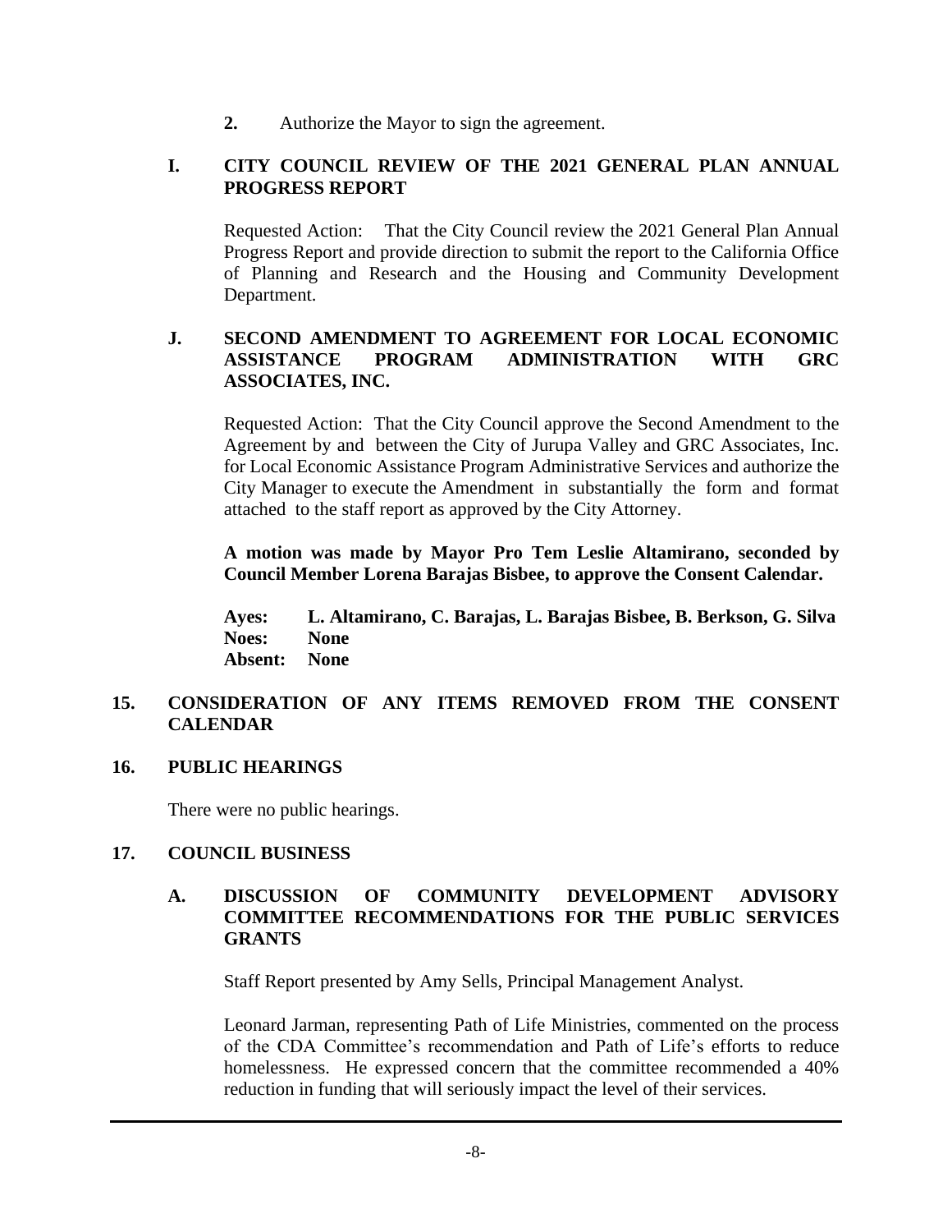**2.** Authorize the Mayor to sign the agreement.

### I. CITY COUNCIL REVIEW OF THE 2021 GENERAL PLAN ANNUAL PROGRESS REPORT

Requested Action: That the City Council review the 2021 General Plan Annual Progress Report and provide direction to submit the report to the California Office of Planning and Research and the Housing and Community Development Department.

### J. SECOND AMENDMENT TO AGREEMENT FOR LOCAL ECONOMIC ASSISTANCE PROGRAM ADMINISTRATION WITH GRC ASSOCIATES, INC.

Requested Action: That the City Council approve the Second Amendment to the Agreement by and between the City of Jurupa Valley and GRC Associates, Inc. for Local Economic Assistance Program Administrative Services and authorize the City Manager to execute the Amendment in substantially the form and format attached to the staff report as approved by the City Attorney.

**A motion was made by Mayor Pro Tem Leslie Altamirano, seconded by Council Member Lorena Barajas Bisbee, to approve the Consent Calendar.**

**Ayes: L. Altamirano, C. Barajas, L. Barajas Bisbee, B. Berkson, G. Silva**
**Noes: None**
**Absent: None**

## 15. CONSIDERATION OF ANY ITEMS REMOVED FROM THE CONSENT CALENDAR

## 16. PUBLIC HEARINGS

There were no public hearings.

## 17. COUNCIL BUSINESS

### A. DISCUSSION OF COMMUNITY DEVELOPMENT ADVISORY COMMITTEE RECOMMENDATIONS FOR THE PUBLIC SERVICES GRANTS

Staff Report presented by Amy Sells, Principal Management Analyst.

Leonard Jarman, representing Path of Life Ministries, commented on the process of the CDA Committee's recommendation and Path of Life's efforts to reduce homelessness. He expressed concern that the committee recommended a 40% reduction in funding that will seriously impact the level of their services.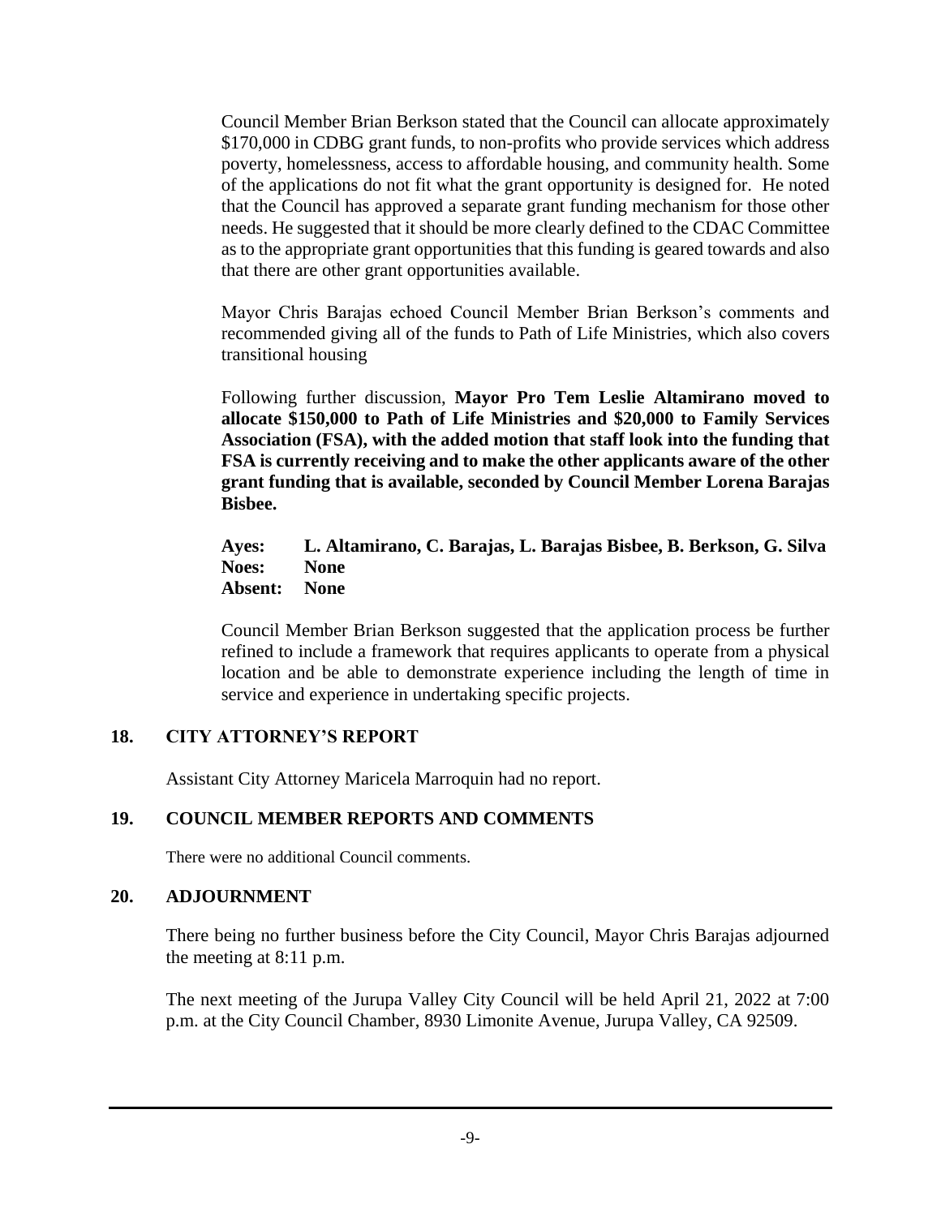Council Member Brian Berkson stated that the Council can allocate approximately $170,000 in CDBG grant funds, to non-profits who provide services which address poverty, homelessness, access to affordable housing, and community health. Some of the applications do not fit what the grant opportunity is designed for. He noted that the Council has approved a separate grant funding mechanism for those other needs. He suggested that it should be more clearly defined to the CDAC Committee as to the appropriate grant opportunities that this funding is geared towards and also that there are other grant opportunities available.

Mayor Chris Barajas echoed Council Member Brian Berkson's comments and recommended giving all of the funds to Path of Life Ministries, which also covers transitional housing

Following further discussion, **Mayor Pro Tem Leslie Altamirano moved to allocate $150,000 to Path of Life Ministries and $20,000 to Family Services Association (FSA), with the added motion that staff look into the funding that FSA is currently receiving and to make the other applicants aware of the other grant funding that is available, seconded by Council Member Lorena Barajas Bisbee.**

**Ayes: L. Altamirano, C. Barajas, L. Barajas Bisbee, B. Berkson, G. Silva**
**Noes: None**
**Absent: None**

Council Member Brian Berkson suggested that the application process be further refined to include a framework that requires applicants to operate from a physical location and be able to demonstrate experience including the length of time in service and experience in undertaking specific projects.

## 18. CITY ATTORNEY'S REPORT

Assistant City Attorney Maricela Marroquin had no report.

## 19. COUNCIL MEMBER REPORTS AND COMMENTS

There were no additional Council comments.

## 20. ADJOURNMENT

There being no further business before the City Council, Mayor Chris Barajas adjourned the meeting at 8:11 p.m.

The next meeting of the Jurupa Valley City Council will be held April 21, 2022 at 7:00 p.m. at the City Council Chamber, 8930 Limonite Avenue, Jurupa Valley, CA 92509.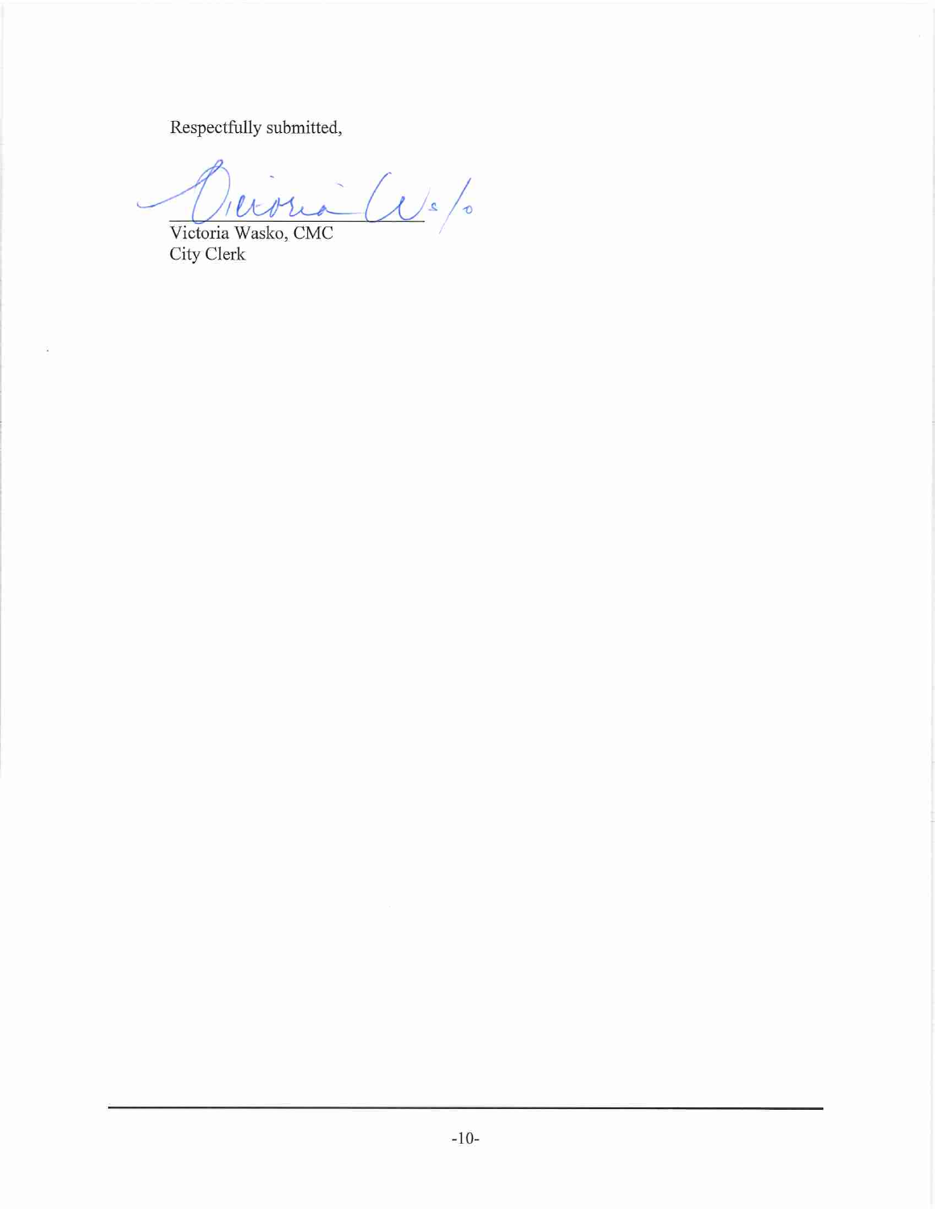Respectfully submitted,

Victoria Wasko, CMC
City Clerk